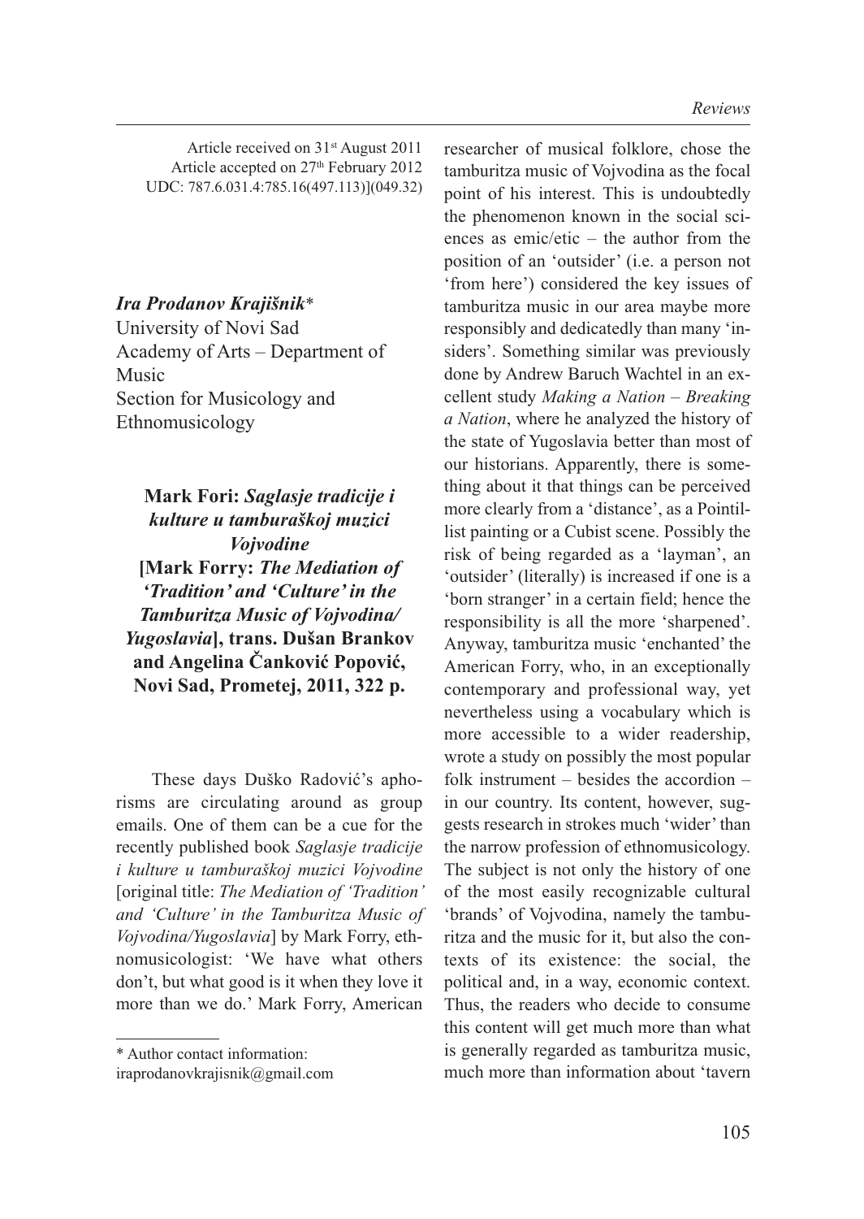Article received on 31st August 2011
Article accepted on 27th February 2012
UDC: 787.6.031.4:785.16(497.113)](049.32)

***Ira Prodanov Krajišnik****
University of Novi Sad
Academy of Arts – Department of Music
Section for Musicology and Ethnomusicology

**Mark Fori: *Saglasje tradicije i kulture u tamburaškoj muzici Vojvodine* [Mark Forry: *The Mediation of 'Tradition' and 'Culture' in the Tamburitza Music of Vojvodina/Yugoslavia*], trans. Dušan Brankov and Angelina Čanković Popović, Novi Sad, Prometej, 2011, 322 p.**

These days Duško Radović's aphorisms are circulating around as group emails. One of them can be a cue for the recently published book *Saglasje tradicije i kulture u tamburaškoj muzici Vojvodine* [original title: *The Mediation of 'Tradition' and 'Culture' in the Tamburitza Music of Vojvodina/Yugoslavia*] by Mark Forry, ethnomusicologist: 'We have what others don't, but what good is it when they love it more than we do.' Mark Forry, American researcher of musical folklore, chose the tamburitza music of Vojvodina as the focal point of his interest. This is undoubtedly the phenomenon known in the social sciences as emic/etic – the author from the position of an 'outsider' (i.e. a person not 'from here') considered the key issues of tamburitza music in our area maybe more responsibly and dedicatedly than many 'insiders'. Something similar was previously done by Andrew Baruch Wachtel in an excellent study *Making a Nation – Breaking a Nation*, where he analyzed the history of the state of Yugoslavia better than most of our historians. Apparently, there is something about it that things can be perceived more clearly from a 'distance', as a Pointillist painting or a Cubist scene. Possibly the risk of being regarded as a 'layman', an 'outsider' (literally) is increased if one is a 'born stranger' in a certain field; hence the responsibility is all the more 'sharpened'. Anyway, tamburitza music 'enchanted' the American Forry, who, in an exceptionally contemporary and professional way, yet nevertheless using a vocabulary which is more accessible to a wider readership, wrote a study on possibly the most popular folk instrument – besides the accordion – in our country. Its content, however, suggests research in strokes much 'wider' than the narrow profession of ethnomusicology. The subject is not only the history of one of the most easily recognizable cultural 'brands' of Vojvodina, namely the tamburitza and the music for it, but also the contexts of its existence: the social, the political and, in a way, economic context. Thus, the readers who decide to consume this content will get much more than what is generally regarded as tamburitza music, much more than information about 'tavern

---

* Author contact information:
iraprodanovkrajisnik@gmail.com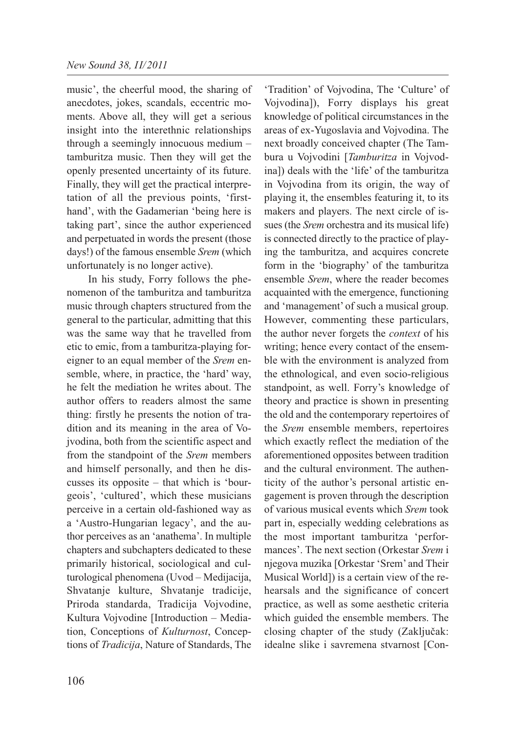music', the cheerful mood, the sharing of anecdotes, jokes, scandals, eccentric moments. Above all, they will get a serious insight into the interethnic relationships through a seemingly innocuous medium – tamburitza music. Then they will get the openly presented uncertainty of its future. Finally, they will get the practical interpretation of all the previous points, 'first-hand', with the Gadamerian 'being here is taking part', since the author experienced and perpetuated in words the present (those days!) of the famous ensemble *Srem* (which unfortunately is no longer active).

In his study, Forry follows the phenomenon of the tamburitza and tamburitza music through chapters structured from the general to the particular, admitting that this was the same way that he travelled from etic to emic, from a tamburitza-playing foreigner to an equal member of the *Srem* ensemble, where, in practice, the 'hard' way, he felt the mediation he writes about. The author offers to readers almost the same thing: firstly he presents the notion of tradition and its meaning in the area of Vojvodina, both from the scientific aspect and from the standpoint of the *Srem* members and himself personally, and then he discusses its opposite – that which is 'bourgeois', 'cultured', which these musicians perceive in a certain old-fashioned way as a 'Austro-Hungarian legacy', and the author perceives as an 'anathema'. In multiple chapters and subchapters dedicated to these primarily historical, sociological and culturological phenomena (Uvod – Medijacija, Shvatanje kulture, Shvatanje tradicije, Priroda standarda, Tradicija Vojvodine, Kultura Vojvodine [Introduction – Mediation, Conceptions of *Kulturnost*, Conceptions of *Tradicija*, Nature of Standards, The 'Tradition' of Vojvodina, The 'Culture' of Vojvodina]), Forry displays his great knowledge of political circumstances in the areas of ex-Yugoslavia and Vojvodina. The next broadly conceived chapter (The Tambura u Vojvodini [*Tamburitza* in Vojvodina]) deals with the 'life' of the tamburitza in Vojvodina from its origin, the way of playing it, the ensembles featuring it, to its makers and players. The next circle of issues (the *Srem* orchestra and its musical life) is connected directly to the practice of playing the tamburitza, and acquires concrete form in the 'biography' of the tamburitza ensemble *Srem*, where the reader becomes acquainted with the emergence, functioning and 'management' of such a musical group. However, commenting these particulars, the author never forgets the *context* of his writing; hence every contact of the ensemble with the environment is analyzed from the ethnological, and even socio-religious standpoint, as well. Forry's knowledge of theory and practice is shown in presenting the old and the contemporary repertoires of the *Srem* ensemble members, repertoires which exactly reflect the mediation of the aforementioned opposites between tradition and the cultural environment. The authenticity of the author's personal artistic engagement is proven through the description of various musical events which *Srem* took part in, especially wedding celebrations as the most important tamburitza 'performances'. The next section (Orkestar *Srem* i njegova muzika [Orkestar 'Srem' and Their Musical World]) is a certain view of the rehearsals and the significance of concert practice, as well as some aesthetic criteria which guided the ensemble members. The closing chapter of the study (Zaključak: idealne slike i savremena stvarnost [Con-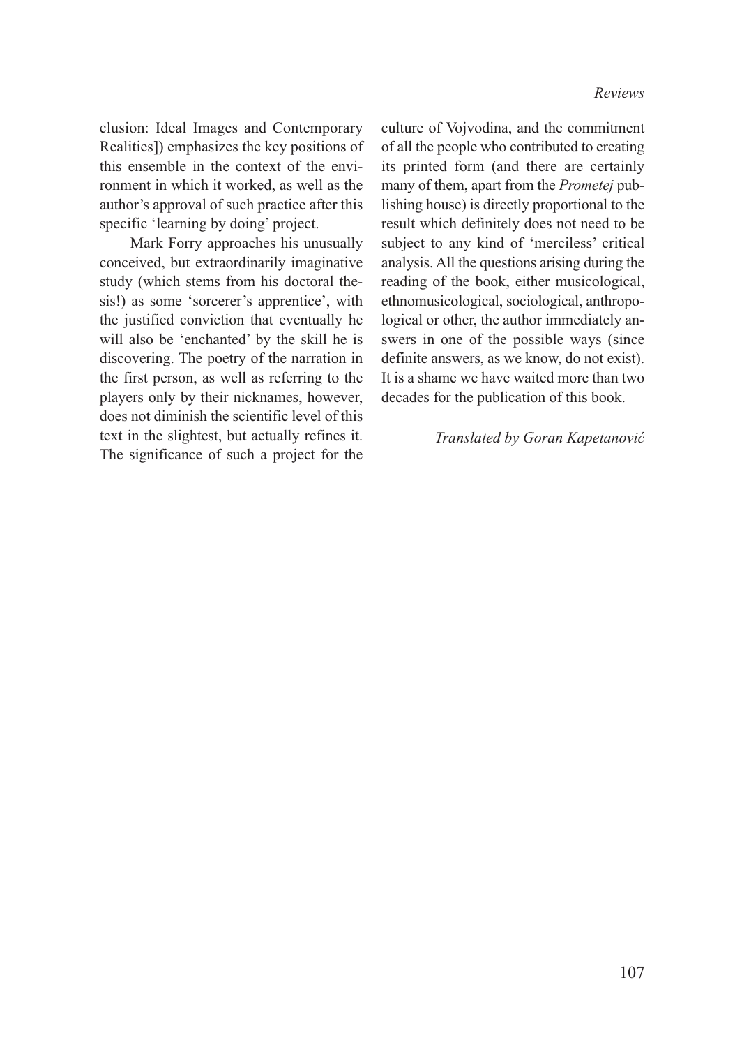clusion: Ideal Images and Contemporary Realities]) emphasizes the key positions of this ensemble in the context of the environment in which it worked, as well as the author's approval of such practice after this specific 'learning by doing' project.

Mark Forry approaches his unusually conceived, but extraordinarily imaginative study (which stems from his doctoral thesis!) as some 'sorcerer's apprentice', with the justified conviction that eventually he will also be 'enchanted' by the skill he is discovering. The poetry of the narration in the first person, as well as referring to the players only by their nicknames, however, does not diminish the scientific level of this text in the slightest, but actually refines it. The significance of such a project for the culture of Vojvodina, and the commitment of all the people who contributed to creating its printed form (and there are certainly many of them, apart from the *Prometej* publishing house) is directly proportional to the result which definitely does not need to be subject to any kind of 'merciless' critical analysis. All the questions arising during the reading of the book, either musicological, ethnomusicological, sociological, anthropological or other, the author immediately answers in one of the possible ways (since definite answers, as we know, do not exist). It is a shame we have waited more than two decades for the publication of this book.

*Translated by Goran Kapetanović*